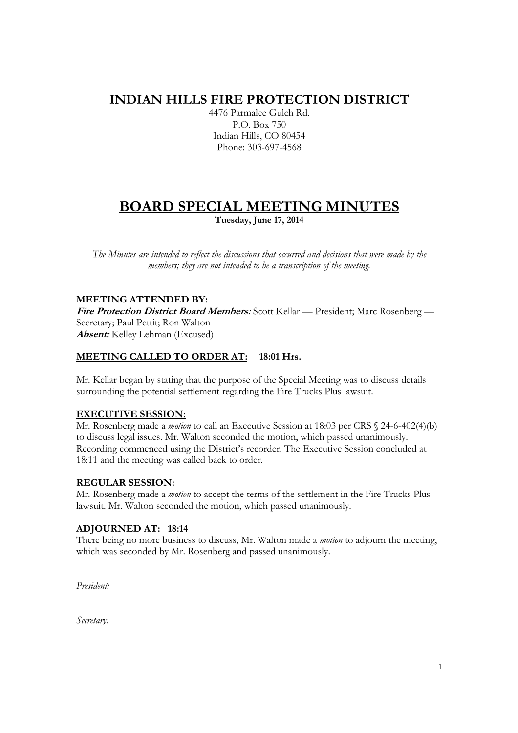# INDIAN HILLS FIRE PROTECTION DISTRICT

4476 Parmalee Gulch Rd.
P.O. Box 750
Indian Hills, CO 80454
Phone: 303-697-4568

# BOARD SPECIAL MEETING MINUTES

**Tuesday, June 17, 2014**

*The Minutes are intended to reflect the discussions that occurred and decisions that were made by the members; they are not intended to be a transcription of the meeting.*

**MEETING ATTENDED BY:**
***Fire Protection District Board Members:*** Scott Kellar — President; Marc Rosenberg — Secretary; Paul Pettit; Ron Walton
***Absent:*** Kelley Lehman (Excused)

**MEETING CALLED TO ORDER AT: 18:01 Hrs.**

Mr. Kellar began by stating that the purpose of the Special Meeting was to discuss details surrounding the potential settlement regarding the Fire Trucks Plus lawsuit.

**EXECUTIVE SESSION:**
Mr. Rosenberg made a *motion* to call an Executive Session at 18:03 per CRS § 24-6-402(4)(b) to discuss legal issues. Mr. Walton seconded the motion, which passed unanimously. Recording commenced using the District's recorder. The Executive Session concluded at 18:11 and the meeting was called back to order.

**REGULAR SESSION:**
Mr. Rosenberg made a *motion* to accept the terms of the settlement in the Fire Trucks Plus lawsuit. Mr. Walton seconded the motion, which passed unanimously.

**ADJOURNED AT: 18:14**
There being no more business to discuss, Mr. Walton made a *motion* to adjourn the meeting, which was seconded by Mr. Rosenberg and passed unanimously.

*President:*

*Secretary:*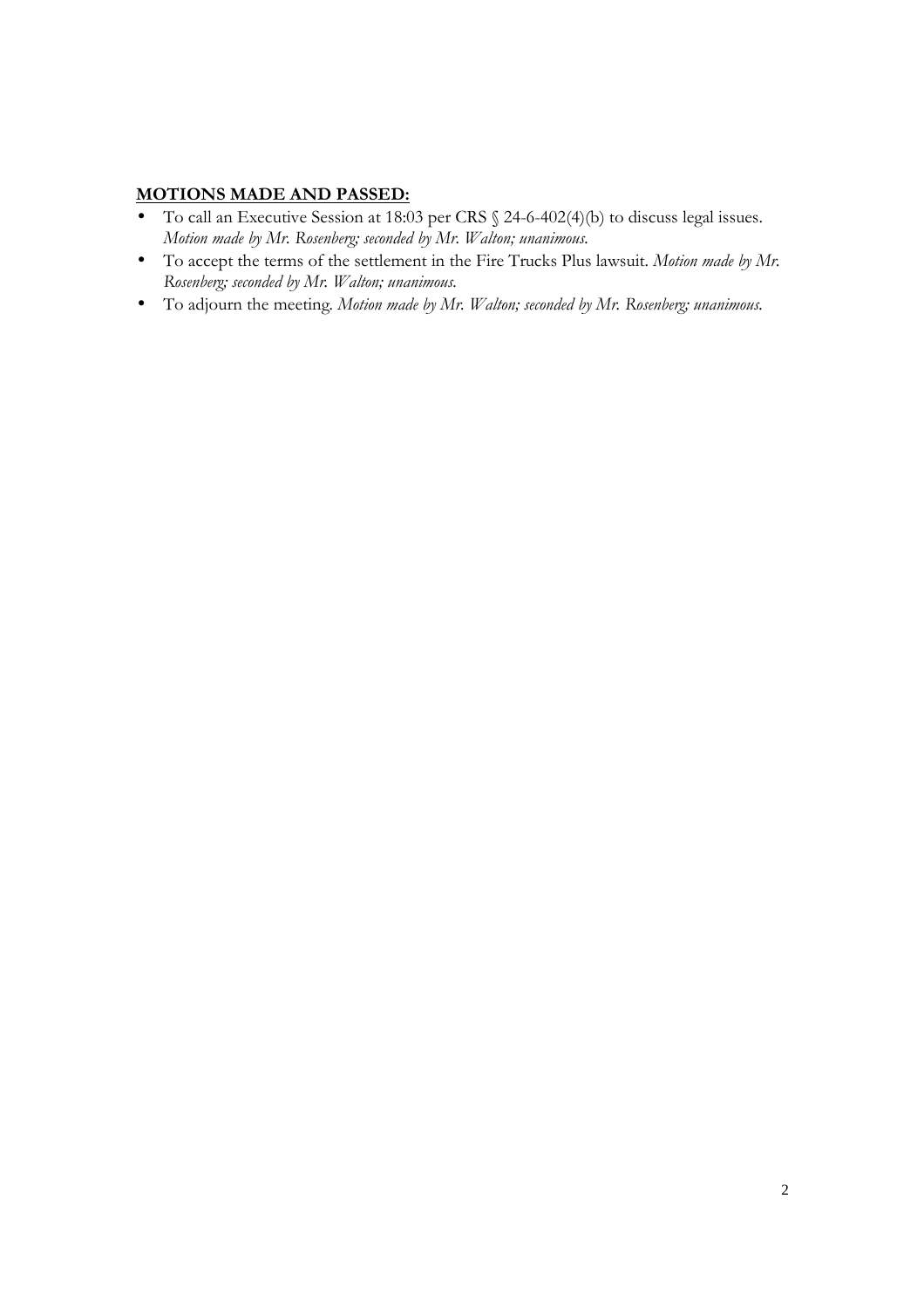**<u>MOTIONS MADE AND PASSED:</u>**

- To call an Executive Session at 18:03 per CRS § 24-6-402(4)(b) to discuss legal issues. *Motion made by Mr. Rosenberg; seconded by Mr. Walton; unanimous.*
- To accept the terms of the settlement in the Fire Trucks Plus lawsuit. *Motion made by Mr. Rosenberg; seconded by Mr. Walton; unanimous.*
- To adjourn the meeting. *Motion made by Mr. Walton; seconded by Mr. Rosenberg; unanimous.*